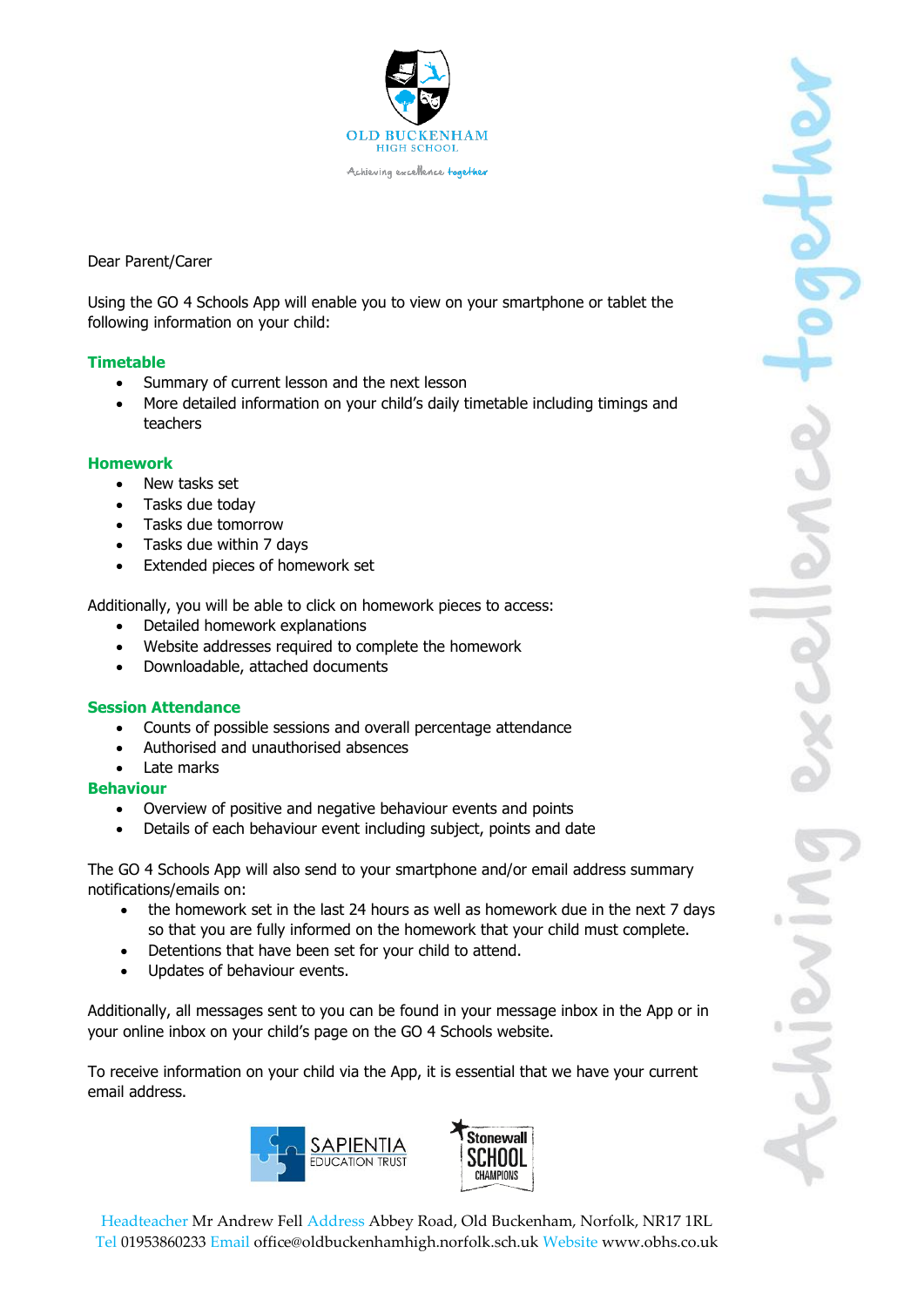OLD BUCKENHAM HIGH SCHOOL

Achieving excellence together

Dear Parent/Carer

Using the GO 4 Schools App will enable you to view on your smartphone or tablet the following information on your child:

**Timetable**

- Summary of current lesson and the next lesson
- More detailed information on your child's daily timetable including timings and teachers

**Homework**

- New tasks set
- Tasks due today
- Tasks due tomorrow
- Tasks due within 7 days
- Extended pieces of homework set

Additionally, you will be able to click on homework pieces to access:

- Detailed homework explanations
- Website addresses required to complete the homework
- Downloadable, attached documents

**Session Attendance**

- Counts of possible sessions and overall percentage attendance
- Authorised and unauthorised absences
- Late marks

**Behaviour**

- Overview of positive and negative behaviour events and points
- Details of each behaviour event including subject, points and date

The GO 4 Schools App will also send to your smartphone and/or email address summary notifications/emails on:

- the homework set in the last 24 hours as well as homework due in the next 7 days so that you are fully informed on the homework that your child must complete.
- Detentions that have been set for your child to attend.
- Updates of behaviour events.

Additionally, all messages sent to you can be found in your message inbox in the App or in your online inbox on your child's page on the GO 4 Schools website.

To receive information on your child via the App, it is essential that we have your current email address.

SAPIENTIA EDUCATION TRUST

Stonewall SCHOOL CHAMPIONS

Headteacher Mr Andrew Fell Address Abbey Road, Old Buckenham, Norfolk, NR17 1RL
Tel 01953860233 Email office@oldbuckenhamhigh.norfolk.sch.uk Website www.obhs.co.uk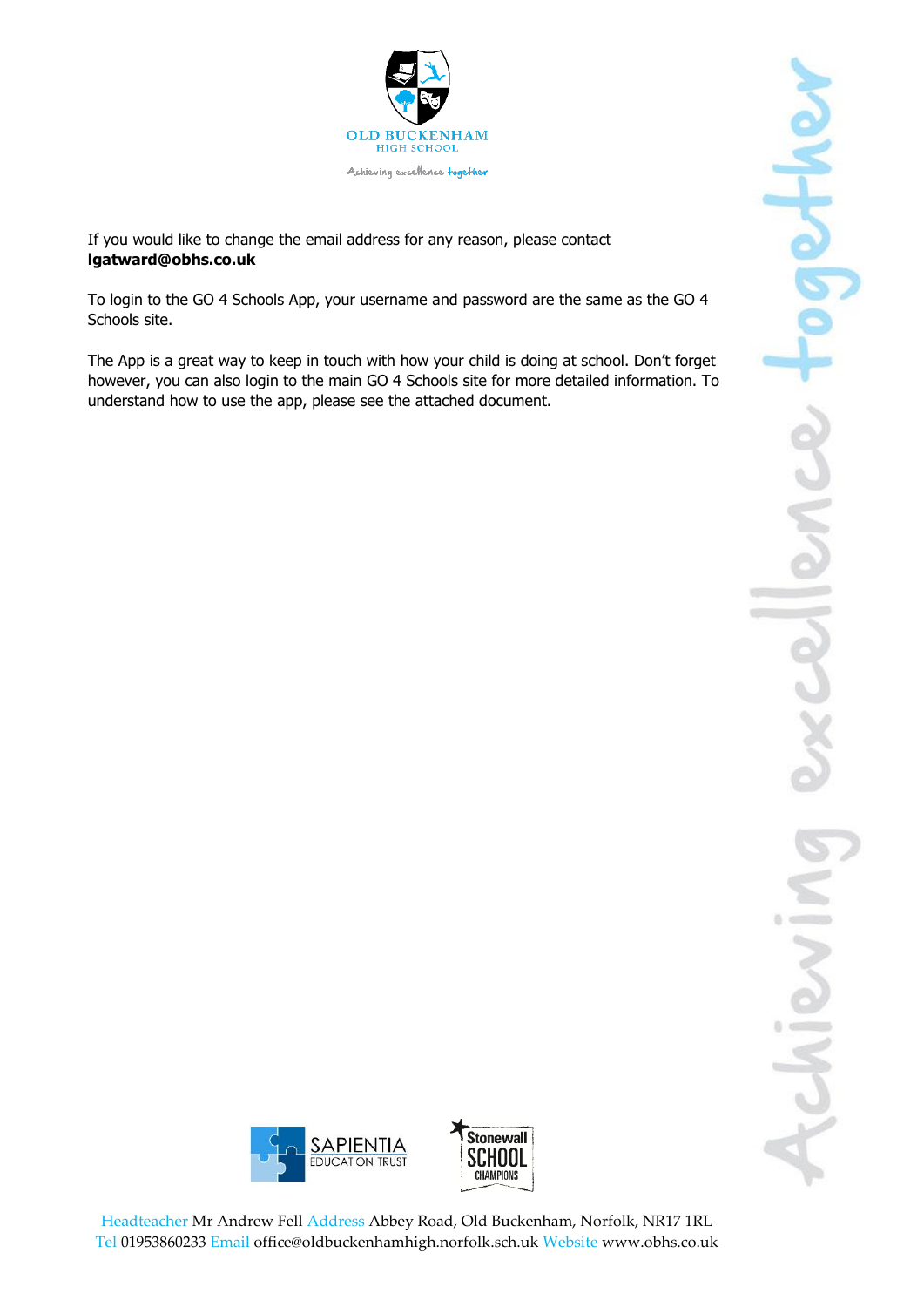If you would like to change the email address for any reason, please contact **lgatward@obhs.co.uk**

To login to the GO 4 Schools App, your username and password are the same as the GO 4 Schools site.

The App is a great way to keep in touch with how your child is doing at school. Don't forget however, you can also login to the main GO 4 Schools site for more detailed information. To understand how to use the app, please see the attached document.